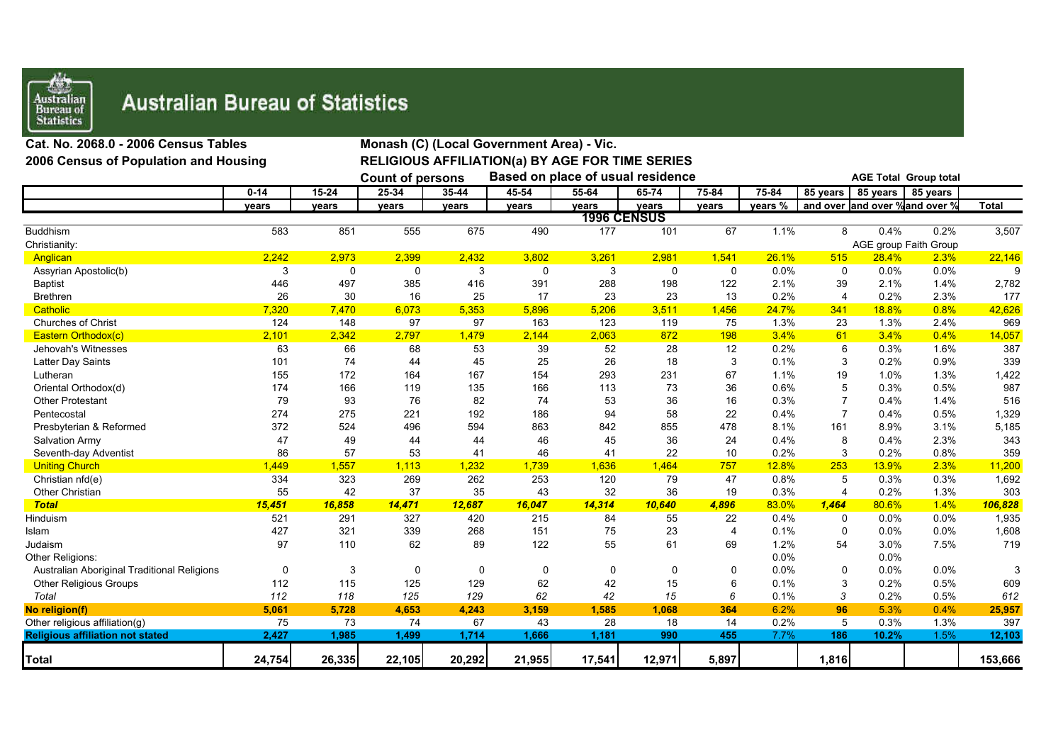# Australian Bureau of Statistics

**Cat. No. 2068.0 - 2006 Census Tables**

**2006 Census of Population and Housing**

**Monash (C) (Local Government Area) - Vic.**

**RELIGIOUS AFFILIATION(a) BY AGE FOR TIME SERIES**

**Count of persons** **Based on place of usual residence**

| | 0-14 years | 15-24 years | 25-34 years | 35-44 years | 45-54 years | 55-64 years | 65-74 years | 75-84 years | 75-84 years % (AGE Total) | 85 years and over | 85 years and over % (AGE Total) | 85 years and over % (Group total) | Total |
|---|---|---|---|---|---|---|---|---|---|---|---|---|---|
| **1996 CENSUS** | | | | | | | | | | | | | |
| Buddhism | 583 | 851 | 555 | 675 | 490 | 177 | 101 | 67 | 1.1% | 8 | 0.4% | 0.2% | 3,507 |
| Christianity: | | | | | | | | | | | AGE group | Faith Group | |
| Anglican | 2,242 | 2,973 | 2,399 | 2,432 | 3,802 | 3,261 | 2,981 | 1,541 | 26.1% | 515 | 28.4% | 2.3% | 22,146 |
| Assyrian Apostolic(b) | 3 | 0 | 0 | 3 | 0 | 3 | 0 | 0 | 0.0% | 0 | 0.0% | 0.0% | 9 |
| Baptist | 446 | 497 | 385 | 416 | 391 | 288 | 198 | 122 | 2.1% | 39 | 2.1% | 1.4% | 2,782 |
| Brethren | 26 | 30 | 16 | 25 | 17 | 23 | 23 | 13 | 0.2% | 4 | 0.2% | 2.3% | 177 |
| Catholic | 7,320 | 7,470 | 6,073 | 5,353 | 5,896 | 5,206 | 3,511 | 1,456 | 24.7% | 341 | 18.8% | 0.8% | 42,626 |
| Churches of Christ | 124 | 148 | 97 | 97 | 163 | 123 | 119 | 75 | 1.3% | 23 | 1.3% | 2.4% | 969 |
| Eastern Orthodox(c) | 2,101 | 2,342 | 2,797 | 1,479 | 2,144 | 2,063 | 872 | 198 | 3.4% | 61 | 3.4% | 0.4% | 14,057 |
| Jehovah's Witnesses | 63 | 66 | 68 | 53 | 39 | 52 | 28 | 12 | 0.2% | 6 | 0.3% | 1.6% | 387 |
| Latter Day Saints | 101 | 74 | 44 | 45 | 25 | 26 | 18 | 3 | 0.1% | 3 | 0.2% | 0.9% | 339 |
| Lutheran | 155 | 172 | 164 | 167 | 154 | 293 | 231 | 67 | 1.1% | 19 | 1.0% | 1.3% | 1,422 |
| Oriental Orthodox(d) | 174 | 166 | 119 | 135 | 166 | 113 | 73 | 36 | 0.6% | 5 | 0.3% | 0.5% | 987 |
| Other Protestant | 79 | 93 | 76 | 82 | 74 | 53 | 36 | 16 | 0.3% | 7 | 0.4% | 1.4% | 516 |
| Pentecostal | 274 | 275 | 221 | 192 | 186 | 94 | 58 | 22 | 0.4% | 7 | 0.4% | 0.5% | 1,329 |
| Presbyterian & Reformed | 372 | 524 | 496 | 594 | 863 | 842 | 855 | 478 | 8.1% | 161 | 8.9% | 3.1% | 5,185 |
| Salvation Army | 47 | 49 | 44 | 44 | 46 | 45 | 36 | 24 | 0.4% | 8 | 0.4% | 2.3% | 343 |
| Seventh-day Adventist | 86 | 57 | 53 | 41 | 46 | 41 | 22 | 10 | 0.2% | 3 | 0.2% | 0.8% | 359 |
| Uniting Church | 1,449 | 1,557 | 1,113 | 1,232 | 1,739 | 1,636 | 1,464 | 757 | 12.8% | 253 | 13.9% | 2.3% | 11,200 |
| Christian nfd(e) | 334 | 323 | 269 | 262 | 253 | 120 | 79 | 47 | 0.8% | 5 | 0.3% | 0.3% | 1,692 |
| Other Christian | 55 | 42 | 37 | 35 | 43 | 32 | 36 | 19 | 0.3% | 4 | 0.2% | 1.3% | 303 |
| ***Total*** | ***15,451*** | ***16,858*** | ***14,471*** | ***12,687*** | ***16,047*** | ***14,314*** | ***10,640*** | ***4,896*** | 83.0% | ***1,464*** | 80.6% | 1.4% | ***106,828*** |
| Hinduism | 521 | 291 | 327 | 420 | 215 | 84 | 55 | 22 | 0.4% | 0 | 0.0% | 0.0% | 1,935 |
| Islam | 427 | 321 | 339 | 268 | 151 | 75 | 23 | 4 | 0.1% | 0 | 0.0% | 0.0% | 1,608 |
| Judaism | 97 | 110 | 62 | 89 | 122 | 55 | 61 | 69 | 1.2% | 54 | 3.0% | 7.5% | 719 |
| Other Religions: | | | | | | | | | 0.0% | | 0.0% | | |
| Australian Aboriginal Traditional Religions | 0 | 3 | 0 | 0 | 0 | 0 | 0 | 0 | 0.0% | 0 | 0.0% | 0.0% | 3 |
| Other Religious Groups | 112 | 115 | 125 | 129 | 62 | 42 | 15 | 6 | 0.1% | 3 | 0.2% | 0.5% | 609 |
| *Total* | *112* | *118* | *125* | *129* | *62* | *42* | *15* | *6* | 0.1% | *3* | 0.2% | 0.5% | *612* |
| **No religion(f)** | **5,061** | **5,728** | **4,653** | **4,243** | **3,159** | **1,585** | **1,068** | **364** | 6.2% | **96** | 5.3% | 0.4% | **25,957** |
| Other religious affiliation(g) | 75 | 73 | 74 | 67 | 43 | 28 | 18 | 14 | 0.2% | 5 | 0.3% | 1.3% | 397 |
| **Religious affiliation not stated** | **2,427** | **1,985** | **1,499** | **1,714** | **1,666** | **1,181** | **990** | **455** | 7.7% | **186** | **10.2%** | 1.5% | **12,103** |
| **Total** | **24,754** | **26,335** | **22,105** | **20,292** | **21,955** | **17,541** | **12,971** | **5,897** | | **1,816** | | | **153,666** |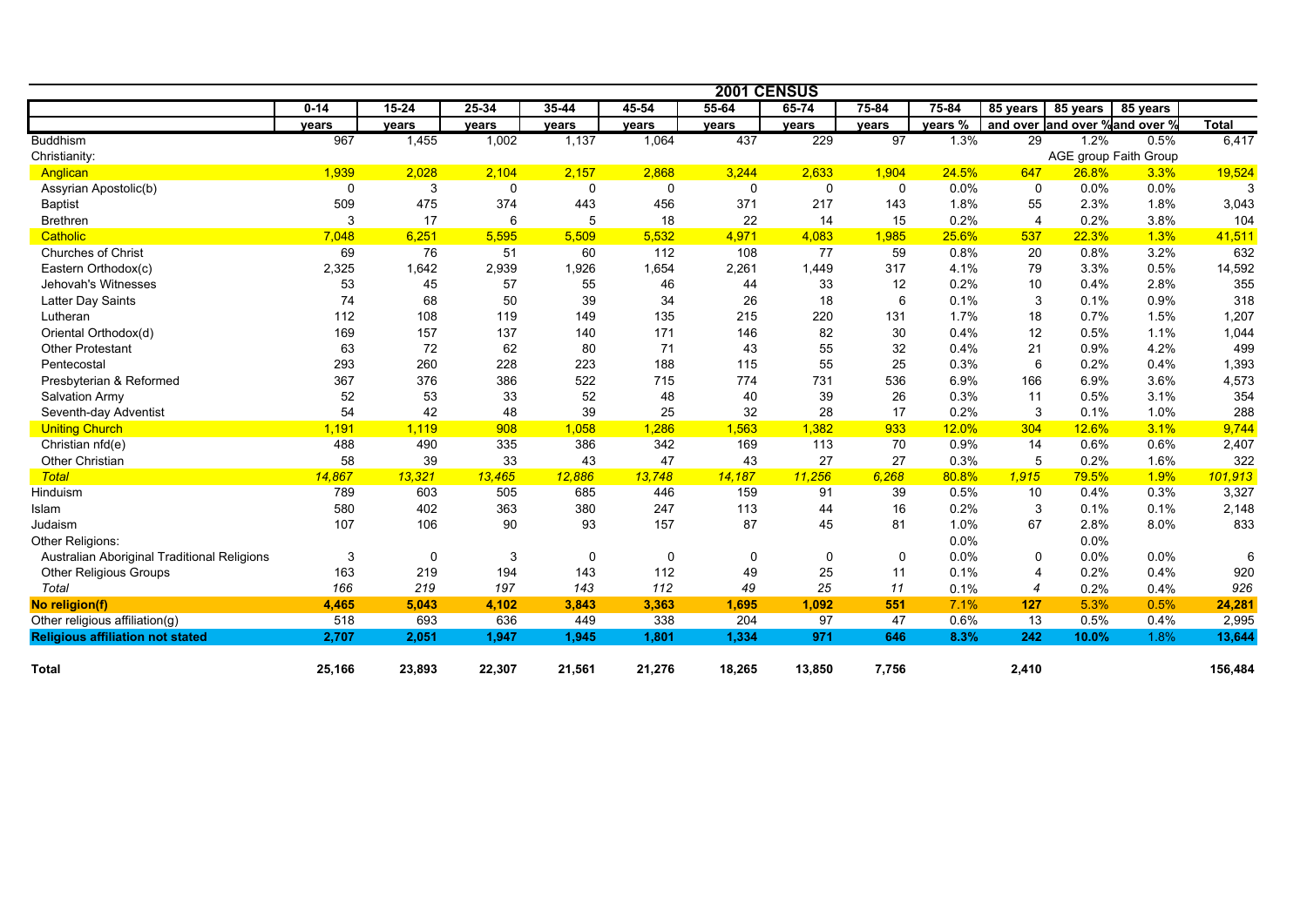## 2001 CENSUS

| | 0-14 years | 15-24 years | 25-34 years | 35-44 years | 45-54 years | 55-64 years | 65-74 years | 75-84 years | 75-84 years % | 85 years and over | 85 years and over % | 85 years and over % | Total |
|---|---|---|---|---|---|---|---|---|---|---|---|---|---|
| Buddhism | 967 | 1,455 | 1,002 | 1,137 | 1,064 | 437 | 229 | 97 | 1.3% | 29 | 1.2% | 0.5% | 6,417 |
| Christianity: | | | | | | | | | | | AGE group | Faith Group | |
| Anglican | 1,939 | 2,028 | 2,104 | 2,157 | 2,868 | 3,244 | 2,633 | 1,904 | 24.5% | 647 | 26.8% | 3.3% | 19,524 |
| Assyrian Apostolic(b) | 0 | 3 | 0 | 0 | 0 | 0 | 0 | 0 | 0.0% | 0 | 0.0% | 0.0% | 3 |
| Baptist | 509 | 475 | 374 | 443 | 456 | 371 | 217 | 143 | 1.8% | 55 | 2.3% | 1.8% | 3,043 |
| Brethren | 3 | 17 | 6 | 5 | 18 | 22 | 14 | 15 | 0.2% | 4 | 0.2% | 3.8% | 104 |
| Catholic | 7,048 | 6,251 | 5,595 | 5,509 | 5,532 | 4,971 | 4,083 | 1,985 | 25.6% | 537 | 22.3% | 1.3% | 41,511 |
| Churches of Christ | 69 | 76 | 51 | 60 | 112 | 108 | 77 | 59 | 0.8% | 20 | 0.8% | 3.2% | 632 |
| Eastern Orthodox(c) | 2,325 | 1,642 | 2,939 | 1,926 | 1,654 | 2,261 | 1,449 | 317 | 4.1% | 79 | 3.3% | 0.5% | 14,592 |
| Jehovah's Witnesses | 53 | 45 | 57 | 55 | 46 | 44 | 33 | 12 | 0.2% | 10 | 0.4% | 2.8% | 355 |
| Latter Day Saints | 74 | 68 | 50 | 39 | 34 | 26 | 18 | 6 | 0.1% | 3 | 0.1% | 0.9% | 318 |
| Lutheran | 112 | 108 | 119 | 149 | 135 | 215 | 220 | 131 | 1.7% | 18 | 0.7% | 1.5% | 1,207 |
| Oriental Orthodox(d) | 169 | 157 | 137 | 140 | 171 | 146 | 82 | 30 | 0.4% | 12 | 0.5% | 1.1% | 1,044 |
| Other Protestant | 63 | 72 | 62 | 80 | 71 | 43 | 55 | 32 | 0.4% | 21 | 0.9% | 4.2% | 499 |
| Pentecostal | 293 | 260 | 228 | 223 | 188 | 115 | 55 | 25 | 0.3% | 6 | 0.2% | 0.4% | 1,393 |
| Presbyterian & Reformed | 367 | 376 | 386 | 522 | 715 | 774 | 731 | 536 | 6.9% | 166 | 6.9% | 3.6% | 4,573 |
| Salvation Army | 52 | 53 | 33 | 52 | 48 | 40 | 39 | 26 | 0.3% | 11 | 0.5% | 3.1% | 354 |
| Seventh-day Adventist | 54 | 42 | 48 | 39 | 25 | 32 | 28 | 17 | 0.2% | 3 | 0.1% | 1.0% | 288 |
| Uniting Church | 1,191 | 1,119 | 908 | 1,058 | 1,286 | 1,563 | 1,382 | 933 | 12.0% | 304 | 12.6% | 3.1% | 9,744 |
| Christian nfd(e) | 488 | 490 | 335 | 386 | 342 | 169 | 113 | 70 | 0.9% | 14 | 0.6% | 0.6% | 2,407 |
| Other Christian | 58 | 39 | 33 | 43 | 47 | 43 | 27 | 27 | 0.3% | 5 | 0.2% | 1.6% | 322 |
| *Total* | *14,867* | *13,321* | *13,465* | *12,886* | *13,748* | *14,187* | *11,256* | *6,268* | *80.8%* | *1,915* | *79.5%* | *1.9%* | *101,913* |
| Hinduism | 789 | 603 | 505 | 685 | 446 | 159 | 91 | 39 | 0.5% | 10 | 0.4% | 0.3% | 3,327 |
| Islam | 580 | 402 | 363 | 380 | 247 | 113 | 44 | 16 | 0.2% | 3 | 0.1% | 0.1% | 2,148 |
| Judaism | 107 | 106 | 90 | 93 | 157 | 87 | 45 | 81 | 1.0% | 67 | 2.8% | 8.0% | 833 |
| Other Religions: | | | | | | | | | 0.0% | | 0.0% | | |
| Australian Aboriginal Traditional Religions | 3 | 0 | 3 | 0 | 0 | 0 | 0 | 0 | 0.0% | 0 | 0.0% | 0.0% | 6 |
| Other Religious Groups | 163 | 219 | 194 | 143 | 112 | 49 | 25 | 11 | 0.1% | 4 | 0.2% | 0.4% | 920 |
| *Total* | *166* | *219* | *197* | *143* | *112* | *49* | *25* | *11* | 0.1% | *4* | 0.2% | 0.4% | *926* |
| **No religion(f)** | **4,465** | **5,043** | **4,102** | **3,843** | **3,363** | **1,695** | **1,092** | **551** | 7.1% | **127** | 5.3% | 0.5% | **24,281** |
| Other religious affiliation(g) | 518 | 693 | 636 | 449 | 338 | 204 | 97 | 47 | 0.6% | 13 | 0.5% | 0.4% | 2,995 |
| **Religious affiliation not stated** | **2,707** | **2,051** | **1,947** | **1,945** | **1,801** | **1,334** | **971** | **646** | **8.3%** | **242** | **10.0%** | 1.8% | **13,644** |
| **Total** | **25,166** | **23,893** | **22,307** | **21,561** | **21,276** | **18,265** | **13,850** | **7,756** | | **2,410** | | | **156,484** |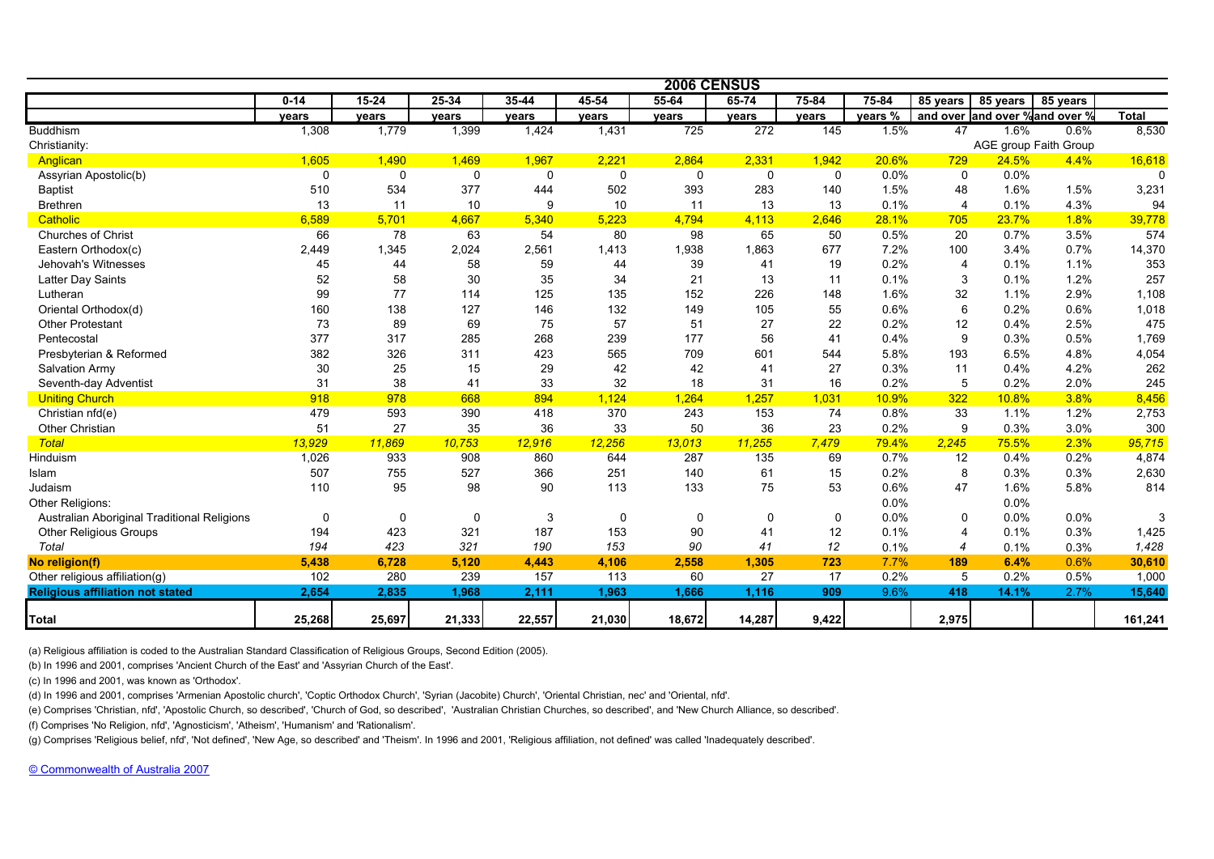| | 2006 CENSUS | | | | | | | | | | | | |
|---|---|---|---|---|---|---|---|---|---|---|---|---|---|
| | 0-14 | 15-24 | 25-34 | 35-44 | 45-54 | 55-64 | 65-74 | 75-84 | 75-84 | 85 years | 85 years | 85 years | |
| | years | years | years | years | years | years | years | years | years % | and over | and over % | and over % | Total |
| Buddhism | 1,308 | 1,779 | 1,399 | 1,424 | 1,431 | 725 | 272 | 145 | 1.5% | 47 | 1.6% | 0.6% | 8,530 |
| Christianity: | | | | | | | | | | | AGE group | Faith Group | |
| Anglican | 1,605 | 1,490 | 1,469 | 1,967 | 2,221 | 2,864 | 2,331 | 1,942 | 20.6% | 729 | 24.5% | 4.4% | 16,618 |
| Assyrian Apostolic(b) | 0 | 0 | 0 | 0 | 0 | 0 | 0 | 0 | 0.0% | 0 | 0.0% | | 0 |
| Baptist | 510 | 534 | 377 | 444 | 502 | 393 | 283 | 140 | 1.5% | 48 | 1.6% | 1.5% | 3,231 |
| Brethren | 13 | 11 | 10 | 9 | 10 | 11 | 13 | 13 | 0.1% | 4 | 0.1% | 4.3% | 94 |
| Catholic | 6,589 | 5,701 | 4,667 | 5,340 | 5,223 | 4,794 | 4,113 | 2,646 | 28.1% | 705 | 23.7% | 1.8% | 39,778 |
| Churches of Christ | 66 | 78 | 63 | 54 | 80 | 98 | 65 | 50 | 0.5% | 20 | 0.7% | 3.5% | 574 |
| Eastern Orthodox(c) | 2,449 | 1,345 | 2,024 | 2,561 | 1,413 | 1,938 | 1,863 | 677 | 7.2% | 100 | 3.4% | 0.7% | 14,370 |
| Jehovah's Witnesses | 45 | 44 | 58 | 59 | 44 | 39 | 41 | 19 | 0.2% | 4 | 0.1% | 1.1% | 353 |
| Latter Day Saints | 52 | 58 | 30 | 35 | 34 | 21 | 13 | 11 | 0.1% | 3 | 0.1% | 1.2% | 257 |
| Lutheran | 99 | 77 | 114 | 125 | 135 | 152 | 226 | 148 | 1.6% | 32 | 1.1% | 2.9% | 1,108 |
| Oriental Orthodox(d) | 160 | 138 | 127 | 146 | 132 | 149 | 105 | 55 | 0.6% | 6 | 0.2% | 0.6% | 1,018 |
| Other Protestant | 73 | 89 | 69 | 75 | 57 | 51 | 27 | 22 | 0.2% | 12 | 0.4% | 2.5% | 475 |
| Pentecostal | 377 | 317 | 285 | 268 | 239 | 177 | 56 | 41 | 0.4% | 9 | 0.3% | 0.5% | 1,769 |
| Presbyterian & Reformed | 382 | 326 | 311 | 423 | 565 | 709 | 601 | 544 | 5.8% | 193 | 6.5% | 4.8% | 4,054 |
| Salvation Army | 30 | 25 | 15 | 29 | 42 | 42 | 41 | 27 | 0.3% | 11 | 0.4% | 4.2% | 262 |
| Seventh-day Adventist | 31 | 38 | 41 | 33 | 32 | 18 | 31 | 16 | 0.2% | 5 | 0.2% | 2.0% | 245 |
| Uniting Church | 918 | 978 | 668 | 894 | 1,124 | 1,264 | 1,257 | 1,031 | 10.9% | 322 | 10.8% | 3.8% | 8,456 |
| Christian nfd(e) | 479 | 593 | 390 | 418 | 370 | 243 | 153 | 74 | 0.8% | 33 | 1.1% | 1.2% | 2,753 |
| Other Christian | 51 | 27 | 35 | 36 | 33 | 50 | 36 | 23 | 0.2% | 9 | 0.3% | 3.0% | 300 |
| *Total* | *13,929* | *11,869* | *10,753* | *12,916* | *12,256* | *13,013* | *11,255* | *7,479* | *79.4%* | *2,245* | *75.5%* | *2.3%* | *95,715* |
| Hinduism | 1,026 | 933 | 908 | 860 | 644 | 287 | 135 | 69 | 0.7% | 12 | 0.4% | 0.2% | 4,874 |
| Islam | 507 | 755 | 527 | 366 | 251 | 140 | 61 | 15 | 0.2% | 8 | 0.3% | 0.3% | 2,630 |
| Judaism | 110 | 95 | 98 | 90 | 113 | 133 | 75 | 53 | 0.6% | 47 | 1.6% | 5.8% | 814 |
| Other Religions: | | | | | | | | | 0.0% | | 0.0% | | |
| Australian Aboriginal Traditional Religions | 0 | 0 | 0 | 3 | 0 | 0 | 0 | 0 | 0.0% | 0 | 0.0% | 0.0% | 3 |
| Other Religious Groups | 194 | 423 | 321 | 187 | 153 | 90 | 41 | 12 | 0.1% | 4 | 0.1% | 0.3% | 1,425 |
| *Total* | *194* | *423* | *321* | *190* | *153* | *90* | *41* | *12* | 0.1% | *4* | 0.1% | 0.3% | *1,428* |
| **No religion(f)** | **5,438** | **6,728** | **5,120** | **4,443** | **4,106** | **2,558** | **1,305** | **723** | 7.7% | **189** | **6.4%** | 0.6% | **30,610** |
| Other religious affiliation(g) | 102 | 280 | 239 | 157 | 113 | 60 | 27 | 17 | 0.2% | 5 | 0.2% | 0.5% | 1,000 |
| **Religious affiliation not stated** | **2,654** | **2,835** | **1,968** | **2,111** | **1,963** | **1,666** | **1,116** | **909** | 9.6% | **418** | **14.1%** | 2.7% | **15,640** |
| **Total** | **25,268** | **25,697** | **21,333** | **22,557** | **21,030** | **18,672** | **14,287** | **9,422** | | **2,975** | | | **161,241** |

(a) Religious affiliation is coded to the Australian Standard Classification of Religious Groups, Second Edition (2005).

(b) In 1996 and 2001, comprises 'Ancient Church of the East' and 'Assyrian Church of the East'.

(c) In 1996 and 2001, was known as 'Orthodox'.

(d) In 1996 and 2001, comprises 'Armenian Apostolic church', 'Coptic Orthodox Church', 'Syrian (Jacobite) Church', 'Oriental Christian, nec' and 'Oriental, nfd'.

(e) Comprises 'Christian, nfd', 'Apostolic Church, so described', 'Church of God, so described', 'Australian Christian Churches, so described', and 'New Church Alliance, so described'.

(f) Comprises 'No Religion, nfd', 'Agnosticism', 'Atheism', 'Humanism' and 'Rationalism'.

(g) Comprises 'Religious belief, nfd', 'Not defined', 'New Age, so described' and 'Theism'. In 1996 and 2001, 'Religious affiliation, not defined' was called 'Inadequately described'.

© Commonwealth of Australia 2007